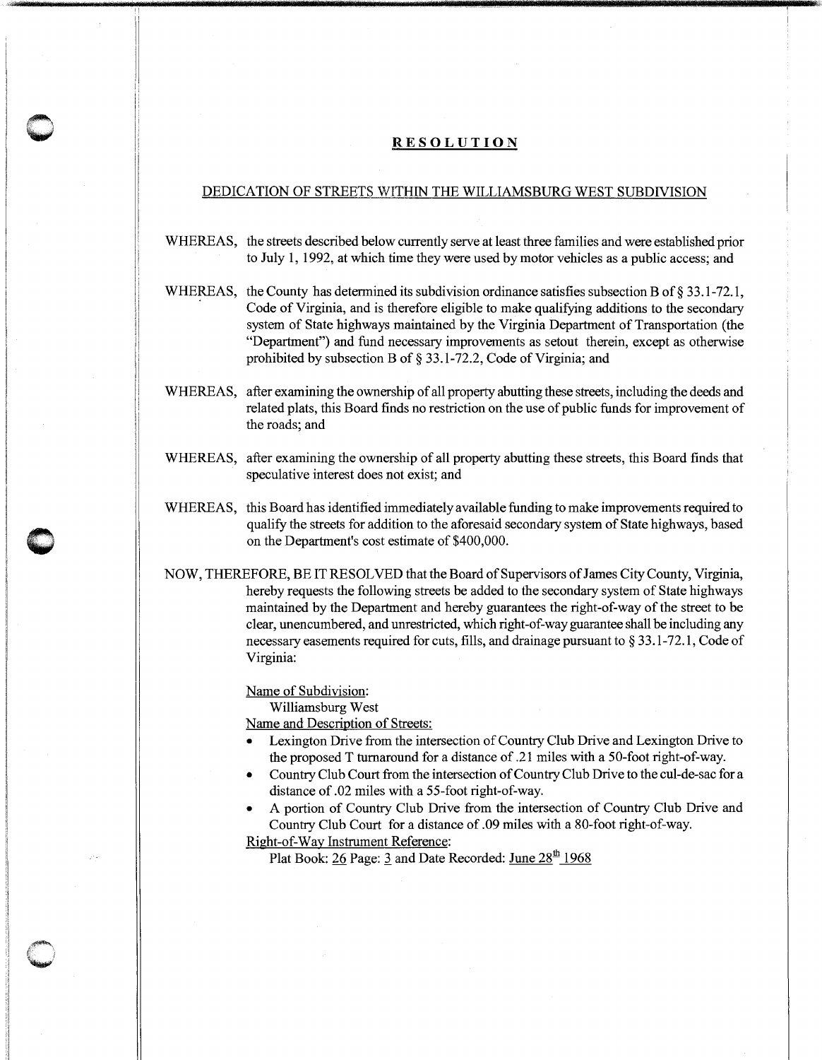# RESOLUTION

## DEDICATION OF STREETS WITHIN THE WILLIAMSBURG WEST SUBDIVISION

WHEREAS, the streets described below currently serve at least three families and were established prior to July 1, 1992, at which time they were used by motor vehicles as a public access; and

WHEREAS, the County has determined its subdivision ordinance satisfies subsection B of § 33.1-72.1, Code of Virginia, and is therefore eligible to make qualifying additions to the secondary system of State highways maintained by the Virginia Department of Transportation (the "Department") and fund necessary improvements as setout therein, except as otherwise prohibited by subsection B of § 33.1-72.2, Code of Virginia; and

WHEREAS, after examining the ownership of all property abutting these streets, including the deeds and related plats, this Board finds no restriction on the use of public funds for improvement of the roads; and

WHEREAS, after examining the ownership of all property abutting these streets, this Board finds that speculative interest does not exist; and

WHEREAS, this Board has identified immediately available funding to make improvements required to qualify the streets for addition to the aforesaid secondary system of State highways, based on the Department's cost estimate of $400,000.

NOW, THEREFORE, BE IT RESOLVED that the Board of Supervisors of James City County, Virginia, hereby requests the following streets be added to the secondary system of State highways maintained by the Department and hereby guarantees the right-of-way of the street to be clear, unencumbered, and unrestricted, which right-of-way guarantee shall be including any necessary easements required for cuts, fills, and drainage pursuant to § 33.1-72.1, Code of Virginia:

Name of Subdivision:
Williamsburg West

Name and Description of Streets:

- Lexington Drive from the intersection of Country Club Drive and Lexington Drive to the proposed T turnaround for a distance of .21 miles with a 50-foot right-of-way.
- Country Club Court from the intersection of Country Club Drive to the cul-de-sac for a distance of .02 miles with a 55-foot right-of-way.
- A portion of Country Club Drive from the intersection of Country Club Drive and Country Club Court for a distance of .09 miles with a 80-foot right-of-way.

Right-of-Way Instrument Reference:
Plat Book: 26 Page: 3 and Date Recorded: June 28th 1968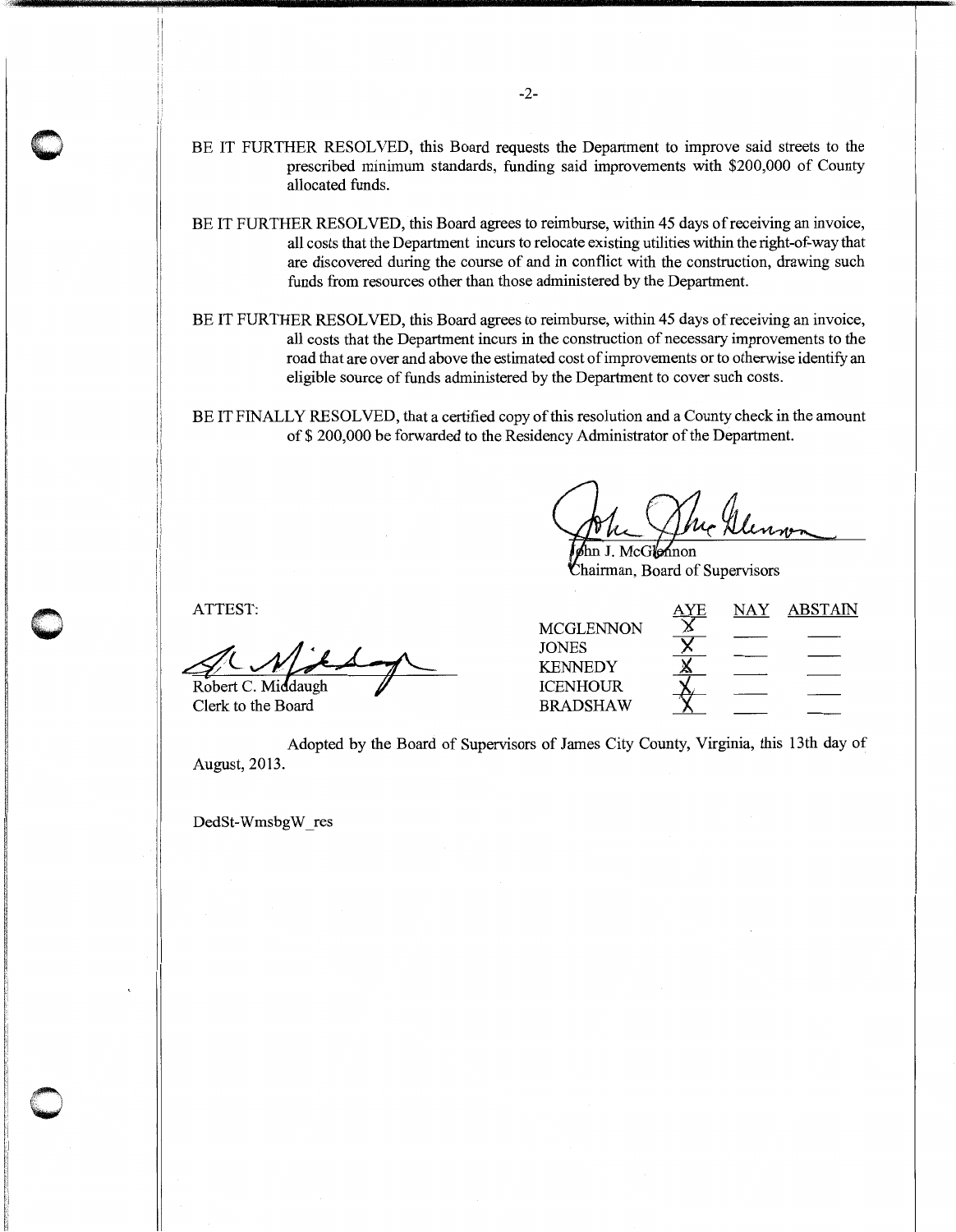BE IT FURTHER RESOLVED, this Board requests the Department to improve said streets to the prescribed minimum standards, funding said improvements with $200,000 of County allocated funds.

BE IT FURTHER RESOLVED, this Board agrees to reimburse, within 45 days of receiving an invoice, all costs that the Department incurs to relocate existing utilities within the right-of-way that are discovered during the course of and in conflict with the construction, drawing such funds from resources other than those administered by the Department.

BE IT FURTHER RESOLVED, this Board agrees to reimburse, within 45 days of receiving an invoice, all costs that the Department incurs in the construction of necessary improvements to the road that are over and above the estimated cost of improvements or to otherwise identify an eligible source of funds administered by the Department to cover such costs.

BE IT FINALLY RESOLVED, that a certified copy of this resolution and a County check in the amount of $ 200,000 be forwarded to the Residency Administrator of the Department.

John J. McGlennon
Chairman, Board of Supervisors

ATTEST:

Robert C. Middaugh
Clerk to the Board

| | AYE | NAY | ABSTAIN |
|---|---|---|---|
| MCGLENNON | X | | |
| JONES | X | | |
| KENNEDY | X | | |
| ICENHOUR | X | | |
| BRADSHAW | X | | |

Adopted by the Board of Supervisors of James City County, Virginia, this 13th day of August, 2013.

DedSt-WmsbgW_res